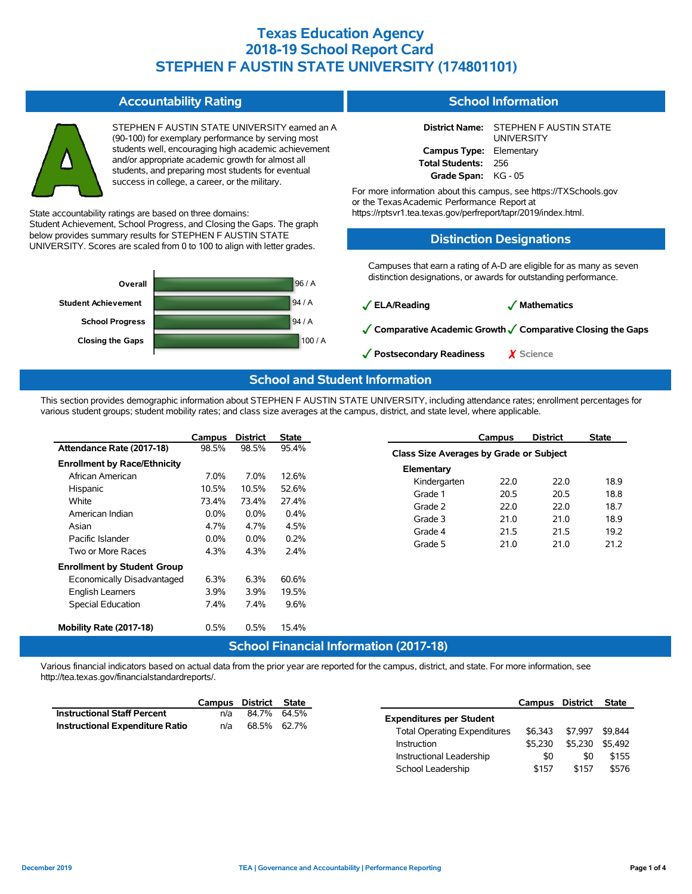# Texas Education Agency
# 2018-19 School Report Card
# STEPHEN F AUSTIN STATE UNIVERSITY (174801101)

## Accountability Rating

STEPHEN F AUSTIN STATE UNIVERSITY earned an A (90-100) for exemplary performance by serving most students well, encouraging high academic achievement and/or appropriate academic growth for almost all students, and preparing most students for eventual success in college, a career, or the military.

State accountability ratings are based on three domains: Student Achievement, School Progress, and Closing the Gaps. The graph below provides summary results for STEPHEN F AUSTIN STATE UNIVERSITY. Scores are scaled from 0 to 100 to align with letter grades.

| Domain | Score |
|---|---|
| Overall | 96 / A |
| Student Achievement | 94 / A |
| School Progress | 94 / A |
| Closing the Gaps | 100 / A |

## School Information

**District Name:** STEPHEN F AUSTIN STATE UNIVERSITY
**Campus Type:** Elementary
**Total Students:** 256
**Grade Span:** KG - 05

For more information about this campus, see https://TXSchools.gov or the Texas Academic Performance Report at https://rptsvr1.tea.texas.gov/perfreport/tapr/2019/index.html.

## Distinction Designations

Campuses that earn a rating of A-D are eligible for as many as seven distinction designations, or awards for outstanding performance.

- ✓ **ELA/Reading**
- ✓ **Mathematics**
- ✓ **Comparative Academic Growth**
- ✓ **Comparative Closing the Gaps**
- ✓ **Postsecondary Readiness**
- ✗ Science

## School and Student Information

This section provides demographic information about STEPHEN F AUSTIN STATE UNIVERSITY, including attendance rates; enrollment percentages for various student groups; student mobility rates; and class size averages at the campus, district, and state level, where applicable.

| | Campus | District | State |
|---|---|---|---|
| **Attendance Rate (2017-18)** | 98.5% | 98.5% | 95.4% |
| **Enrollment by Race/Ethnicity** | | | |
| African American | 7.0% | 7.0% | 12.6% |
| Hispanic | 10.5% | 10.5% | 52.6% |
| White | 73.4% | 73.4% | 27.4% |
| American Indian | 0.0% | 0.0% | 0.4% |
| Asian | 4.7% | 4.7% | 4.5% |
| Pacific Islander | 0.0% | 0.0% | 0.2% |
| Two or More Races | 4.3% | 4.3% | 2.4% |
| **Enrollment by Student Group** | | | |
| Economically Disadvantaged | 6.3% | 6.3% | 60.6% |
| English Learners | 3.9% | 3.9% | 19.5% |
| Special Education | 7.4% | 7.4% | 9.6% |
| **Mobility Rate (2017-18)** | 0.5% | 0.5% | 15.4% |

| | Campus | District | State |
|---|---|---|---|
| **Class Size Averages by Grade or Subject** | | | |
| **Elementary** | | | |
| Kindergarten | 22.0 | 22.0 | 18.9 |
| Grade 1 | 20.5 | 20.5 | 18.8 |
| Grade 2 | 22.0 | 22.0 | 18.7 |
| Grade 3 | 21.0 | 21.0 | 18.9 |
| Grade 4 | 21.5 | 21.5 | 19.2 |
| Grade 5 | 21.0 | 21.0 | 21.2 |

## School Financial Information (2017-18)

Various financial indicators based on actual data from the prior year are reported for the campus, district, and state. For more information, see http://tea.texas.gov/financialstandardreports/.

| | Campus | District | State |
|---|---|---|---|
| **Instructional Staff Percent** | n/a | 84.7% | 64.5% |
| **Instructional Expenditure Ratio** | n/a | 68.5% | 62.7% |

| | Campus | District | State |
|---|---|---|---|
| **Expenditures per Student** | | | |
| Total Operating Expenditures | $6,343 | $7,997 | $9,844 |
| Instruction | $5,230 | $5,230 | $5,492 |
| Instructional Leadership | $0 | $0 | $155 |
| School Leadership | $157 | $157 | $576 |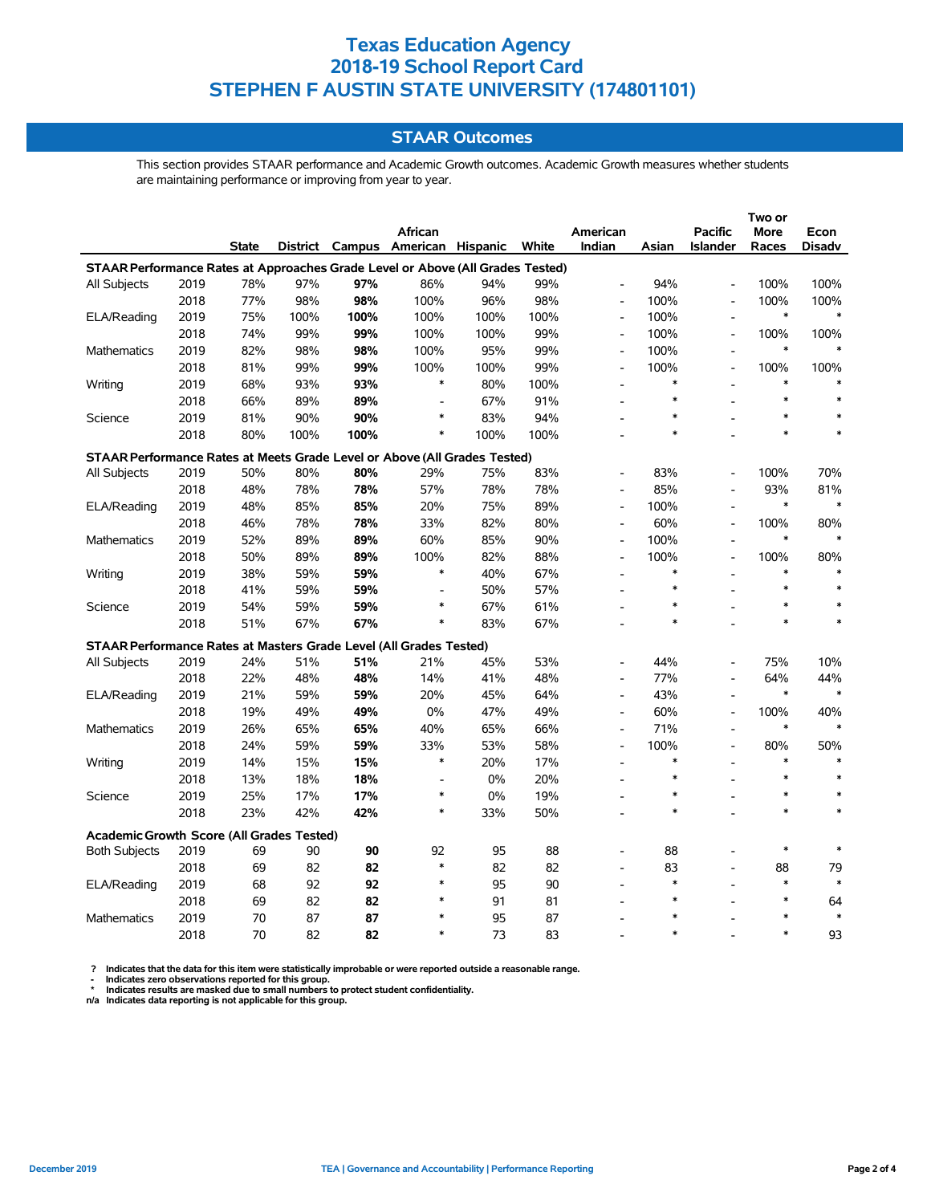# Texas Education Agency
# 2018-19 School Report Card
# STEPHEN F AUSTIN STATE UNIVERSITY (174801101)

## STAAR Outcomes

This section provides STAAR performance and Academic Growth outcomes. Academic Growth measures whether students are maintaining performance or improving from year to year.

| | | State | District | Campus | African American | Hispanic | White | American Indian | Asian | Pacific Islander | Two or More Races | Econ Disadv |
|---|---|---|---|---|---|---|---|---|---|---|---|---|
| **STAAR Performance Rates at Approaches Grade Level or Above (All Grades Tested)** | | | | | | | | | | | | |
| All Subjects | 2019 | 78% | 97% | **97%** | 86% | 94% | 99% | - | 94% | - | 100% | 100% |
| | 2018 | 77% | 98% | **98%** | 100% | 96% | 98% | - | 100% | - | 100% | 100% |
| ELA/Reading | 2019 | 75% | 100% | **100%** | 100% | 100% | 100% | - | 100% | - | * | * |
| | 2018 | 74% | 99% | **99%** | 100% | 100% | 99% | - | 100% | - | 100% | 100% |
| Mathematics | 2019 | 82% | 98% | **98%** | 100% | 95% | 99% | - | 100% | - | * | * |
| | 2018 | 81% | 99% | **99%** | 100% | 100% | 99% | - | 100% | - | 100% | 100% |
| Writing | 2019 | 68% | 93% | **93%** | * | 80% | 100% | - | * | - | * | * |
| | 2018 | 66% | 89% | **89%** | - | 67% | 91% | - | * | - | * | * |
| Science | 2019 | 81% | 90% | **90%** | * | 83% | 94% | - | * | - | * | * |
| | 2018 | 80% | 100% | **100%** | * | 100% | 100% | - | * | - | * | * |
| **STAAR Performance Rates at Meets Grade Level or Above (All Grades Tested)** | | | | | | | | | | | | |
| All Subjects | 2019 | 50% | 80% | **80%** | 29% | 75% | 83% | - | 83% | - | 100% | 70% |
| | 2018 | 48% | 78% | **78%** | 57% | 78% | 78% | - | 85% | - | 93% | 81% |
| ELA/Reading | 2019 | 48% | 85% | **85%** | 20% | 75% | 89% | - | 100% | - | * | * |
| | 2018 | 46% | 78% | **78%** | 33% | 82% | 80% | - | 60% | - | 100% | 80% |
| Mathematics | 2019 | 52% | 89% | **89%** | 60% | 85% | 90% | - | 100% | - | * | * |
| | 2018 | 50% | 89% | **89%** | 100% | 82% | 88% | - | 100% | - | 100% | 80% |
| Writing | 2019 | 38% | 59% | **59%** | * | 40% | 67% | - | * | - | * | * |
| | 2018 | 41% | 59% | **59%** | - | 50% | 57% | - | * | - | * | * |
| Science | 2019 | 54% | 59% | **59%** | * | 67% | 61% | - | * | - | * | * |
| | 2018 | 51% | 67% | **67%** | * | 83% | 67% | - | * | - | * | * |
| **STAAR Performance Rates at Masters Grade Level (All Grades Tested)** | | | | | | | | | | | | |
| All Subjects | 2019 | 24% | 51% | **51%** | 21% | 45% | 53% | - | 44% | - | 75% | 10% |
| | 2018 | 22% | 48% | **48%** | 14% | 41% | 48% | - | 77% | - | 64% | 44% |
| ELA/Reading | 2019 | 21% | 59% | **59%** | 20% | 45% | 64% | - | 43% | - | * | * |
| | 2018 | 19% | 49% | **49%** | 0% | 47% | 49% | - | 60% | - | 100% | 40% |
| Mathematics | 2019 | 26% | 65% | **65%** | 40% | 65% | 66% | - | 71% | - | * | * |
| | 2018 | 24% | 59% | **59%** | 33% | 53% | 58% | - | 100% | - | 80% | 50% |
| Writing | 2019 | 14% | 15% | **15%** | * | 20% | 17% | - | * | - | * | * |
| | 2018 | 13% | 18% | **18%** | - | 0% | 20% | - | * | - | * | * |
| Science | 2019 | 25% | 17% | **17%** | * | 0% | 19% | - | * | - | * | * |
| | 2018 | 23% | 42% | **42%** | * | 33% | 50% | - | * | - | * | * |
| **Academic Growth Score (All Grades Tested)** | | | | | | | | | | | | |
| Both Subjects | 2019 | 69 | 90 | **90** | 92 | 95 | 88 | - | 88 | - | * | * |
| | 2018 | 69 | 82 | **82** | * | 82 | 82 | - | 83 | - | 88 | 79 |
| ELA/Reading | 2019 | 68 | 92 | **92** | * | 95 | 90 | - | * | - | * | * |
| | 2018 | 69 | 82 | **82** | * | 91 | 81 | - | * | - | * | 64 |
| Mathematics | 2019 | 70 | 87 | **87** | * | 95 | 87 | - | * | - | * | * |
| | 2018 | 70 | 82 | **82** | * | 73 | 83 | - | * | - | * | 93 |

? Indicates that the data for this item were statistically improbable or were reported outside a reasonable range.
- Indicates zero observations reported for this group.
* Indicates results are masked due to small numbers to protect student confidentiality.
n/a Indicates data reporting is not applicable for this group.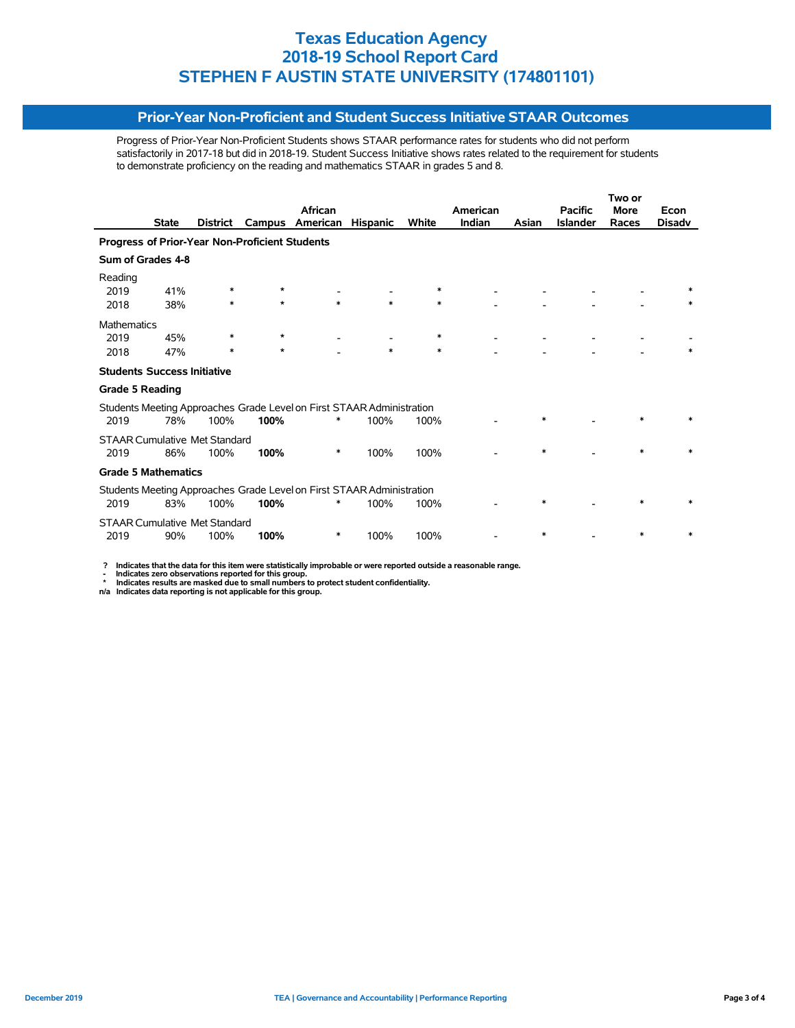# Texas Education Agency
# 2018-19 School Report Card
# STEPHEN F AUSTIN STATE UNIVERSITY (174801101)

## Prior-Year Non-Proficient and Student Success Initiative STAAR Outcomes

Progress of Prior-Year Non-Proficient Students shows STAAR performance rates for students who did not perform satisfactorily in 2017-18 but did in 2018-19. Student Success Initiative shows rates related to the requirement for students to demonstrate proficiency on the reading and mathematics STAAR in grades 5 and 8.

| | State | District | Campus | African American | Hispanic | White | American Indian | Asian | Pacific Islander | Two or More Races | Econ Disadv |
|---|---|---|---|---|---|---|---|---|---|---|---|
| **Progress of Prior-Year Non-Proficient Students** | | | | | | | | | | | |
| **Sum of Grades 4-8** | | | | | | | | | | | |
| Reading | | | | | | | | | | | |
| 2019 | 41% | * | * | - | - | * | - | - | - | - | * |
| 2018 | 38% | * | * | * | * | * | - | - | - | - | * |
| Mathematics | | | | | | | | | | | |
| 2019 | 45% | * | * | - | - | * | - | - | - | - | - |
| 2018 | 47% | * | * | - | * | * | - | - | - | - | * |
| **Students Success Initiative** | | | | | | | | | | | |
| **Grade 5 Reading** | | | | | | | | | | | |
| Students Meeting Approaches Grade Level on First STAAR Administration | | | | | | | | | | | |
| 2019 | 78% | 100% | **100%** | * | 100% | 100% | - | * | - | * | * |
| STAAR Cumulative Met Standard | | | | | | | | | | | |
| 2019 | 86% | 100% | **100%** | * | 100% | 100% | - | * | - | * | * |
| **Grade 5 Mathematics** | | | | | | | | | | | |
| Students Meeting Approaches Grade Level on First STAAR Administration | | | | | | | | | | | |
| 2019 | 83% | 100% | **100%** | * | 100% | 100% | - | * | - | * | * |
| STAAR Cumulative Met Standard | | | | | | | | | | | |
| 2019 | 90% | 100% | **100%** | * | 100% | 100% | - | * | - | * | * |

**?** Indicates that the data for this item were statistically improbable or were reported outside a reasonable range.
**-** Indicates zero observations reported for this group.
**\*** Indicates results are masked due to small numbers to protect student confidentiality.
**n/a** Indicates data reporting is not applicable for this group.